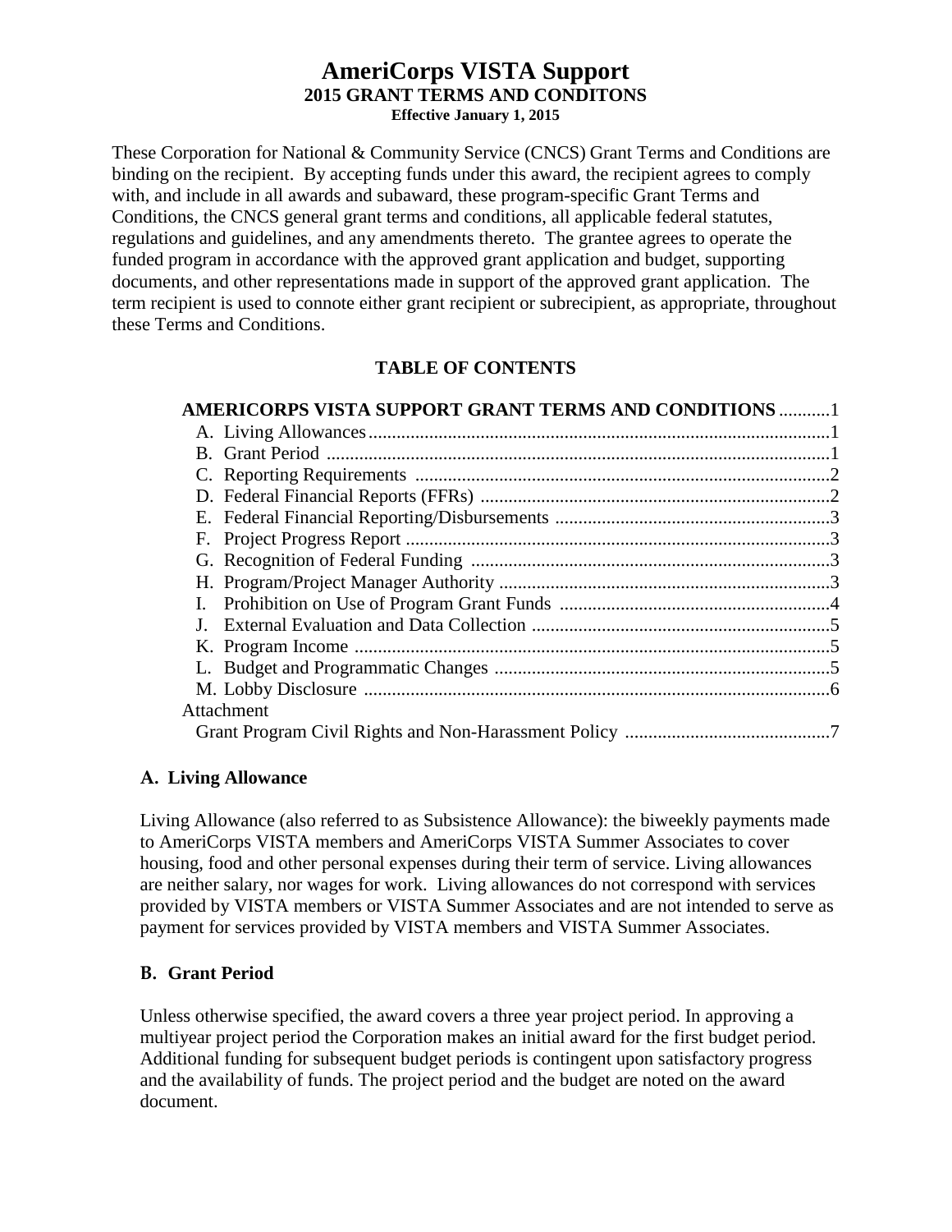# AmeriCorps VISTA Support

## 2015 GRANT TERMS AND CONDITONS

**Effective January 1, 2015**

These Corporation for National & Community Service (CNCS) Grant Terms and Conditions are binding on the recipient. By accepting funds under this award, the recipient agrees to comply with, and include in all awards and subaward, these program-specific Grant Terms and Conditions, the CNCS general grant terms and conditions, all applicable federal statutes, regulations and guidelines, and any amendments thereto. The grantee agrees to operate the funded program in accordance with the approved grant application and budget, supporting documents, and other representations made in support of the approved grant application. The term recipient is used to connote either grant recipient or subrecipient, as appropriate, throughout these Terms and Conditions.

**TABLE OF CONTENTS**

**AMERICORPS VISTA SUPPORT GRANT TERMS AND CONDITIONS** ...........1

- A. Living Allowances ...........1
- B. Grant Period ...........1
- C. Reporting Requirements ...........2
- D. Federal Financial Reports (FFRs) ...........2
- E. Federal Financial Reporting/Disbursements ...........3
- F. Project Progress Report ...........3
- G. Recognition of Federal Funding ...........3
- H. Program/Project Manager Authority ...........3
- I. Prohibition on Use of Program Grant Funds ...........4
- J. External Evaluation and Data Collection ...........5
- K. Program Income ...........5
- L. Budget and Programmatic Changes ...........5
- M. Lobby Disclosure ...........6

Attachment

- Grant Program Civil Rights and Non-Harassment Policy ...........7

### A. Living Allowance

Living Allowance (also referred to as Subsistence Allowance): the biweekly payments made to AmeriCorps VISTA members and AmeriCorps VISTA Summer Associates to cover housing, food and other personal expenses during their term of service. Living allowances are neither salary, nor wages for work. Living allowances do not correspond with services provided by VISTA members or VISTA Summer Associates and are not intended to serve as payment for services provided by VISTA members and VISTA Summer Associates.

### B. Grant Period

Unless otherwise specified, the award covers a three year project period. In approving a multiyear project period the Corporation makes an initial award for the first budget period. Additional funding for subsequent budget periods is contingent upon satisfactory progress and the availability of funds. The project period and the budget are noted on the award document.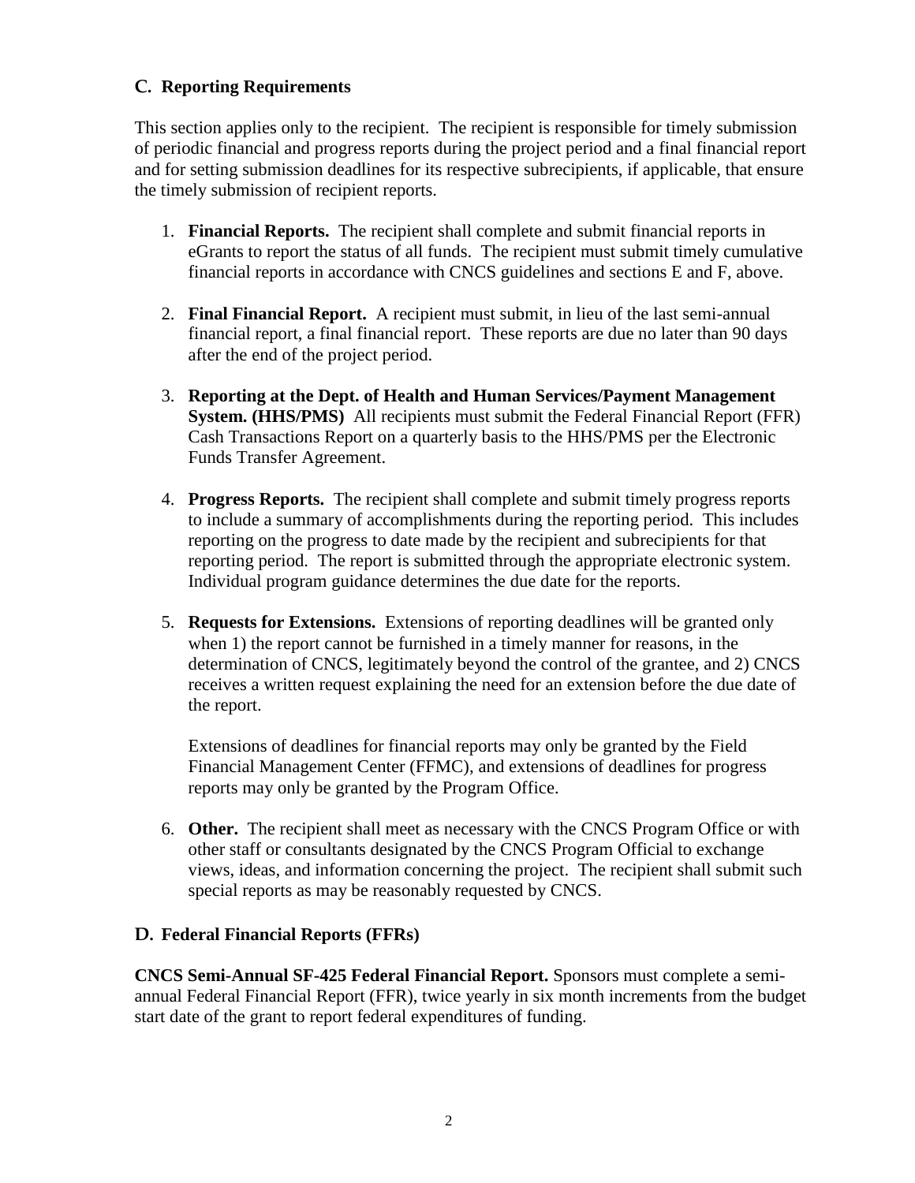## C. Reporting Requirements

This section applies only to the recipient. The recipient is responsible for timely submission of periodic financial and progress reports during the project period and a final financial report and for setting submission deadlines for its respective subrecipients, if applicable, that ensure the timely submission of recipient reports.

1. **Financial Reports.** The recipient shall complete and submit financial reports in eGrants to report the status of all funds. The recipient must submit timely cumulative financial reports in accordance with CNCS guidelines and sections E and F, above.

2. **Final Financial Report.** A recipient must submit, in lieu of the last semi-annual financial report, a final financial report. These reports are due no later than 90 days after the end of the project period.

3. **Reporting at the Dept. of Health and Human Services/Payment Management System. (HHS/PMS)** All recipients must submit the Federal Financial Report (FFR) Cash Transactions Report on a quarterly basis to the HHS/PMS per the Electronic Funds Transfer Agreement.

4. **Progress Reports.** The recipient shall complete and submit timely progress reports to include a summary of accomplishments during the reporting period. This includes reporting on the progress to date made by the recipient and subrecipients for that reporting period. The report is submitted through the appropriate electronic system. Individual program guidance determines the due date for the reports.

5. **Requests for Extensions.** Extensions of reporting deadlines will be granted only when 1) the report cannot be furnished in a timely manner for reasons, in the determination of CNCS, legitimately beyond the control of the grantee, and 2) CNCS receives a written request explaining the need for an extension before the due date of the report.

   Extensions of deadlines for financial reports may only be granted by the Field Financial Management Center (FFMC), and extensions of deadlines for progress reports may only be granted by the Program Office.

6. **Other.** The recipient shall meet as necessary with the CNCS Program Office or with other staff or consultants designated by the CNCS Program Official to exchange views, ideas, and information concerning the project. The recipient shall submit such special reports as may be reasonably requested by CNCS.

## D. Federal Financial Reports (FFRs)

**CNCS Semi-Annual SF-425 Federal Financial Report.** Sponsors must complete a semi-annual Federal Financial Report (FFR), twice yearly in six month increments from the budget start date of the grant to report federal expenditures of funding.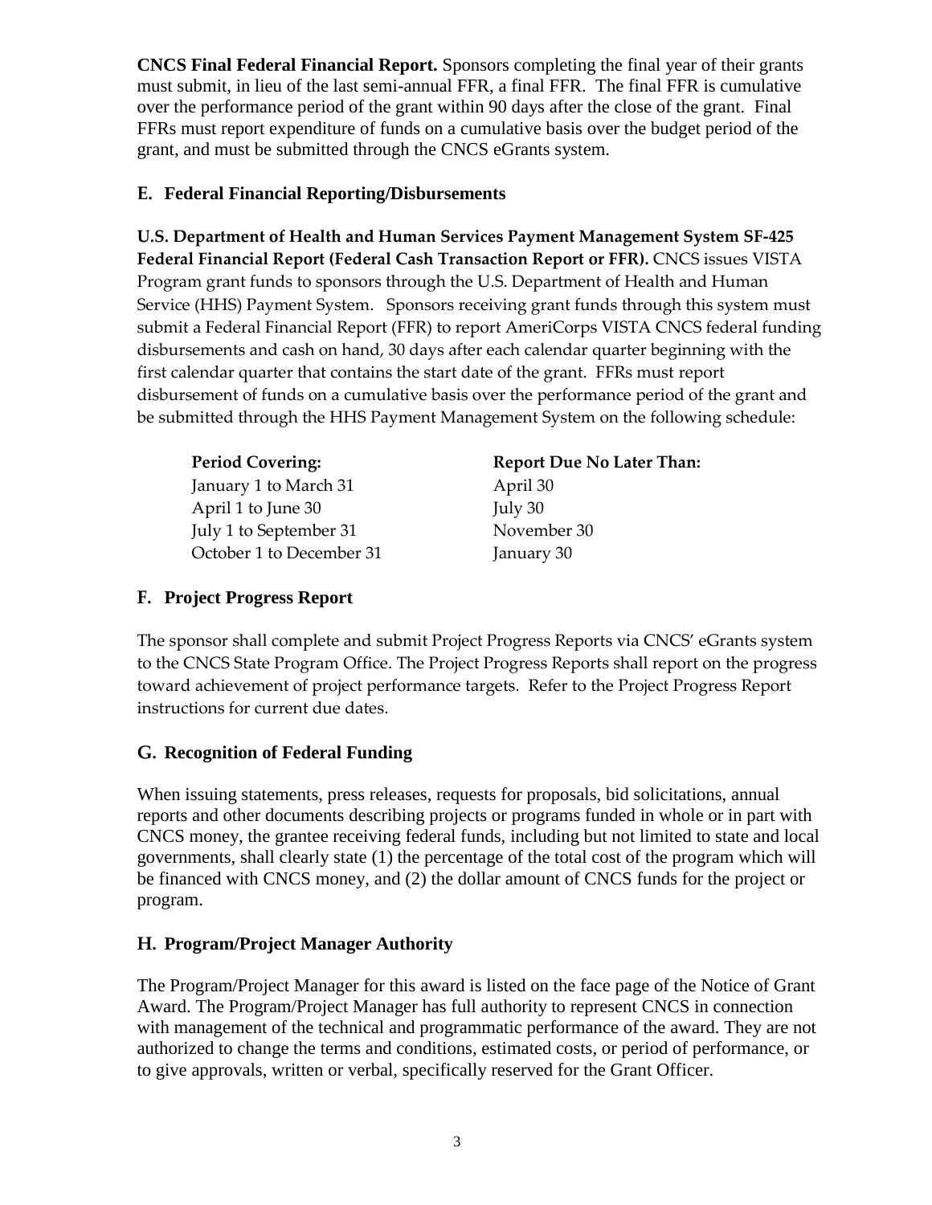**CNCS Final Federal Financial Report.** Sponsors completing the final year of their grants must submit, in lieu of the last semi-annual FFR, a final FFR. The final FFR is cumulative over the performance period of the grant within 90 days after the close of the grant. Final FFRs must report expenditure of funds on a cumulative basis over the budget period of the grant, and must be submitted through the CNCS eGrants system.

## E. Federal Financial Reporting/Disbursements

**U.S. Department of Health and Human Services Payment Management System SF-425 Federal Financial Report (Federal Cash Transaction Report or FFR).** CNCS issues VISTA Program grant funds to sponsors through the U.S. Department of Health and Human Service (HHS) Payment System. Sponsors receiving grant funds through this system must submit a Federal Financial Report (FFR) to report AmeriCorps VISTA CNCS federal funding disbursements and cash on hand, 30 days after each calendar quarter beginning with the first calendar quarter that contains the start date of the grant. FFRs must report disbursement of funds on a cumulative basis over the performance period of the grant and be submitted through the HHS Payment Management System on the following schedule:

| Period Covering: | Report Due No Later Than: |
| --- | --- |
| January 1 to March 31 | April 30 |
| April 1 to June 30 | July 30 |
| July 1 to September 31 | November 30 |
| October 1 to December 31 | January 30 |

## F. Project Progress Report

The sponsor shall complete and submit Project Progress Reports via CNCS' eGrants system to the CNCS State Program Office. The Project Progress Reports shall report on the progress toward achievement of project performance targets. Refer to the Project Progress Report instructions for current due dates.

## G. Recognition of Federal Funding

When issuing statements, press releases, requests for proposals, bid solicitations, annual reports and other documents describing projects or programs funded in whole or in part with CNCS money, the grantee receiving federal funds, including but not limited to state and local governments, shall clearly state (1) the percentage of the total cost of the program which will be financed with CNCS money, and (2) the dollar amount of CNCS funds for the project or program.

## H. Program/Project Manager Authority

The Program/Project Manager for this award is listed on the face page of the Notice of Grant Award. The Program/Project Manager has full authority to represent CNCS in connection with management of the technical and programmatic performance of the award. They are not authorized to change the terms and conditions, estimated costs, or period of performance, or to give approvals, written or verbal, specifically reserved for the Grant Officer.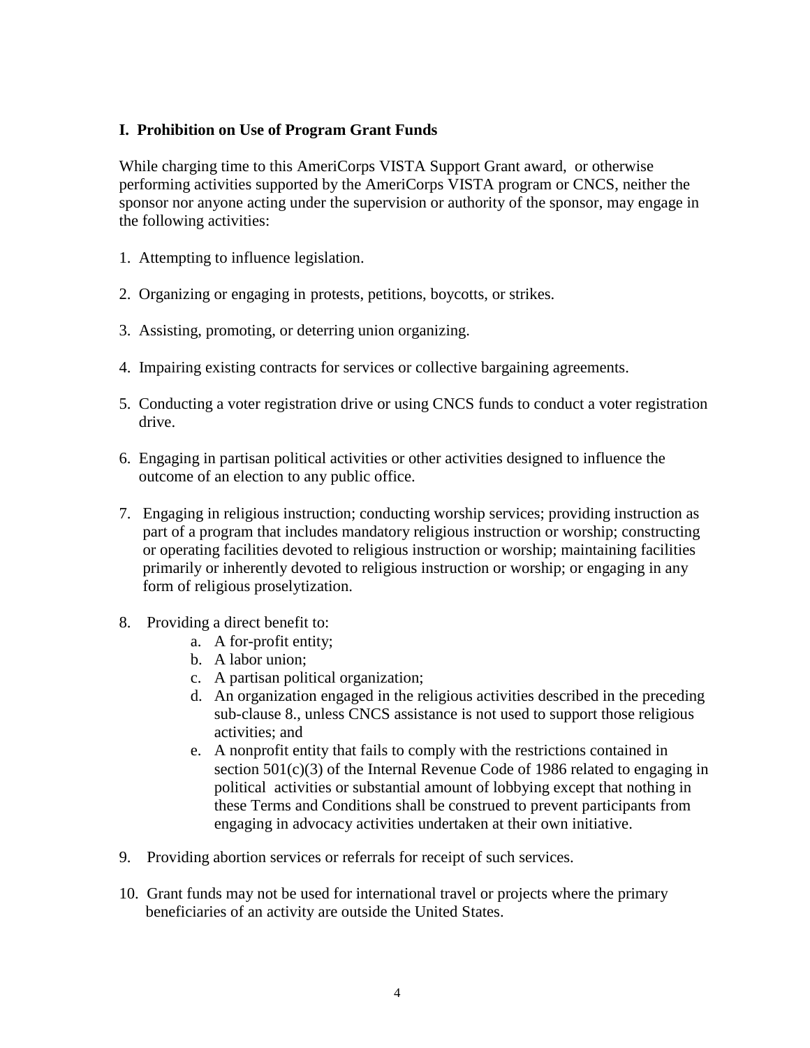## I. Prohibition on Use of Program Grant Funds

While charging time to this AmeriCorps VISTA Support Grant award, or otherwise performing activities supported by the AmeriCorps VISTA program or CNCS, neither the sponsor nor anyone acting under the supervision or authority of the sponsor, may engage in the following activities:

1. Attempting to influence legislation.

2. Organizing or engaging in protests, petitions, boycotts, or strikes.

3. Assisting, promoting, or deterring union organizing.

4. Impairing existing contracts for services or collective bargaining agreements.

5. Conducting a voter registration drive or using CNCS funds to conduct a voter registration drive.

6. Engaging in partisan political activities or other activities designed to influence the outcome of an election to any public office.

7. Engaging in religious instruction; conducting worship services; providing instruction as part of a program that includes mandatory religious instruction or worship; constructing or operating facilities devoted to religious instruction or worship; maintaining facilities primarily or inherently devoted to religious instruction or worship; or engaging in any form of religious proselytization.

8. Providing a direct benefit to:
   a. A for-profit entity;
   b. A labor union;
   c. A partisan political organization;
   d. An organization engaged in the religious activities described in the preceding sub-clause 8., unless CNCS assistance is not used to support those religious activities; and
   e. A nonprofit entity that fails to comply with the restrictions contained in section 501(c)(3) of the Internal Revenue Code of 1986 related to engaging in political activities or substantial amount of lobbying except that nothing in these Terms and Conditions shall be construed to prevent participants from engaging in advocacy activities undertaken at their own initiative.

9. Providing abortion services or referrals for receipt of such services.

10. Grant funds may not be used for international travel or projects where the primary beneficiaries of an activity are outside the United States.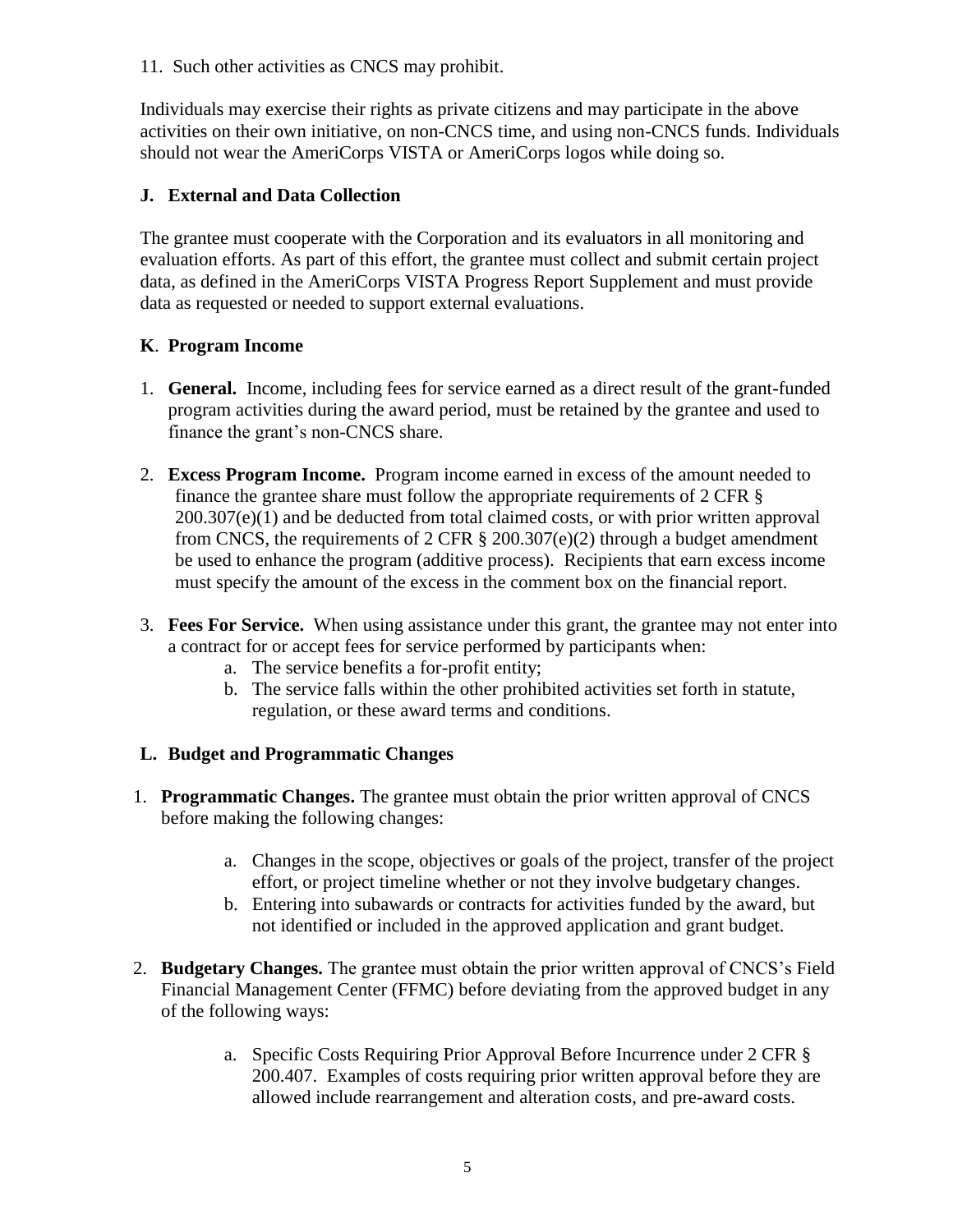11. Such other activities as CNCS may prohibit.

Individuals may exercise their rights as private citizens and may participate in the above activities on their own initiative, on non-CNCS time, and using non-CNCS funds. Individuals should not wear the AmeriCorps VISTA or AmeriCorps logos while doing so.

### J. External and Data Collection

The grantee must cooperate with the Corporation and its evaluators in all monitoring and evaluation efforts. As part of this effort, the grantee must collect and submit certain project data, as defined in the AmeriCorps VISTA Progress Report Supplement and must provide data as requested or needed to support external evaluations.

### K. Program Income

1. **General.** Income, including fees for service earned as a direct result of the grant-funded program activities during the award period, must be retained by the grantee and used to finance the grant's non-CNCS share.

2. **Excess Program Income.** Program income earned in excess of the amount needed to finance the grantee share must follow the appropriate requirements of 2 CFR § 200.307(e)(1) and be deducted from total claimed costs, or with prior written approval from CNCS, the requirements of 2 CFR § 200.307(e)(2) through a budget amendment be used to enhance the program (additive process). Recipients that earn excess income must specify the amount of the excess in the comment box on the financial report.

3. **Fees For Service.** When using assistance under this grant, the grantee may not enter into a contract for or accept fees for service performed by participants when:
   a. The service benefits a for-profit entity;
   b. The service falls within the other prohibited activities set forth in statute, regulation, or these award terms and conditions.

### L. Budget and Programmatic Changes

1. **Programmatic Changes.** The grantee must obtain the prior written approval of CNCS before making the following changes:

   a. Changes in the scope, objectives or goals of the project, transfer of the project effort, or project timeline whether or not they involve budgetary changes.
   b. Entering into subawards or contracts for activities funded by the award, but not identified or included in the approved application and grant budget.

2. **Budgetary Changes.** The grantee must obtain the prior written approval of CNCS's Field Financial Management Center (FFMC) before deviating from the approved budget in any of the following ways:

   a. Specific Costs Requiring Prior Approval Before Incurrence under 2 CFR § 200.407. Examples of costs requiring prior written approval before they are allowed include rearrangement and alteration costs, and pre-award costs.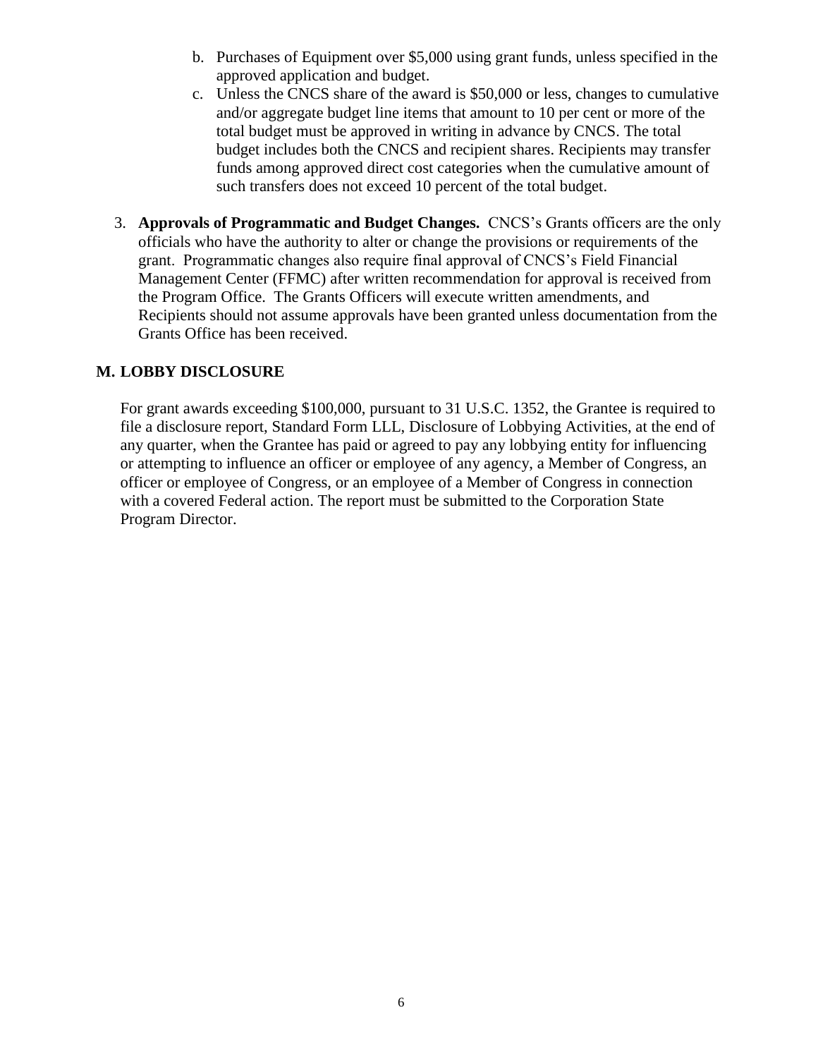b. Purchases of Equipment over $5,000 using grant funds, unless specified in the approved application and budget.
   c. Unless the CNCS share of the award is $50,000 or less, changes to cumulative and/or aggregate budget line items that amount to 10 per cent or more of the total budget must be approved in writing in advance by CNCS. The total budget includes both the CNCS and recipient shares. Recipients may transfer funds among approved direct cost categories when the cumulative amount of such transfers does not exceed 10 percent of the total budget.

3. **Approvals of Programmatic and Budget Changes.** CNCS's Grants officers are the only officials who have the authority to alter or change the provisions or requirements of the grant. Programmatic changes also require final approval of CNCS's Field Financial Management Center (FFMC) after written recommendation for approval is received from the Program Office. The Grants Officers will execute written amendments, and Recipients should not assume approvals have been granted unless documentation from the Grants Office has been received.

## M. LOBBY DISCLOSURE

For grant awards exceeding $100,000, pursuant to 31 U.S.C. 1352, the Grantee is required to file a disclosure report, Standard Form LLL, Disclosure of Lobbying Activities, at the end of any quarter, when the Grantee has paid or agreed to pay any lobbying entity for influencing or attempting to influence an officer or employee of any agency, a Member of Congress, an officer or employee of Congress, or an employee of a Member of Congress in connection with a covered Federal action. The report must be submitted to the Corporation State Program Director.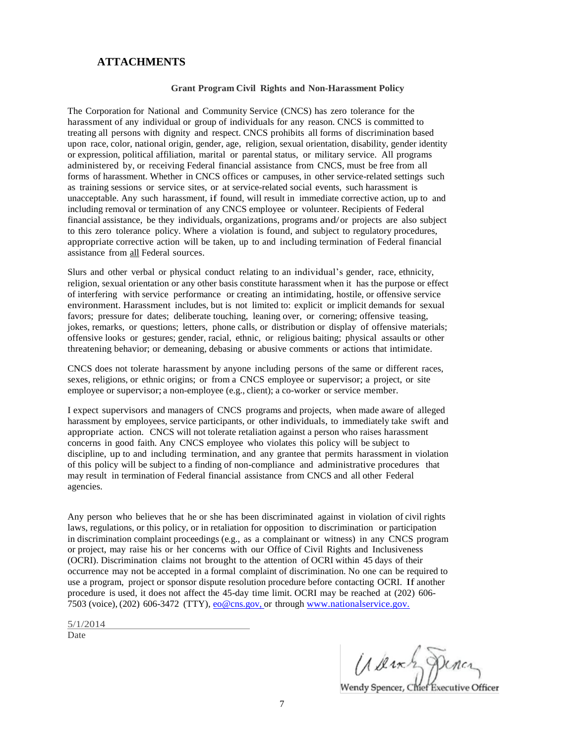## ATTACHMENTS

**Grant Program Civil Rights and Non-Harassment Policy**

The Corporation for National and Community Service (CNCS) has zero tolerance for the harassment of any individual or group of individuals for any reason. CNCS is committed to treating all persons with dignity and respect. CNCS prohibits all forms of discrimination based upon race, color, national origin, gender, age, religion, sexual orientation, disability, gender identity or expression, political affiliation, marital or parental status, or military service. All programs administered by, or receiving Federal financial assistance from CNCS, must be free from all forms of harassment. Whether in CNCS offices or campuses, in other service-related settings such as training sessions or service sites, or at service-related social events, such harassment is unacceptable. Any such harassment, if found, will result in immediate corrective action, up to and including removal or termination of any CNCS employee or volunteer. Recipients of Federal financial assistance, be they individuals, organizations, programs and/or projects are also subject to this zero tolerance policy. Where a violation is found, and subject to regulatory procedures, appropriate corrective action will be taken, up to and including termination of Federal financial assistance from all Federal sources.

Slurs and other verbal or physical conduct relating to an individual's gender, race, ethnicity, religion, sexual orientation or any other basis constitute harassment when it has the purpose or effect of interfering with service performance or creating an intimidating, hostile, or offensive service environment. Harassment includes, but is not limited to: explicit or implicit demands for sexual favors; pressure for dates; deliberate touching, leaning over, or cornering; offensive teasing, jokes, remarks, or questions; letters, phone calls, or distribution or display of offensive materials; offensive looks or gestures; gender, racial, ethnic, or religious baiting; physical assaults or other threatening behavior; or demeaning, debasing or abusive comments or actions that intimidate.

CNCS does not tolerate harassment by anyone including persons of the same or different races, sexes, religions, or ethnic origins; or from a CNCS employee or supervisor; a project, or site employee or supervisor; a non-employee (e.g., client); a co-worker or service member.

I expect supervisors and managers of CNCS programs and projects, when made aware of alleged harassment by employees, service participants, or other individuals, to immediately take swift and appropriate action. CNCS will not tolerate retaliation against a person who raises harassment concerns in good faith. Any CNCS employee who violates this policy will be subject to discipline, up to and including termination, and any grantee that permits harassment in violation of this policy will be subject to a finding of non-compliance and administrative procedures that may result in termination of Federal financial assistance from CNCS and all other Federal agencies.

Any person who believes that he or she has been discriminated against in violation of civil rights laws, regulations, or this policy, or in retaliation for opposition to discrimination or participation in discrimination complaint proceedings (e.g., as a complainant or witness) in any CNCS program or project, may raise his or her concerns with our Office of Civil Rights and Inclusiveness (OCRI). Discrimination claims not brought to the attention of OCRI within 45 days of their occurrence may not be accepted in a formal complaint of discrimination. No one can be required to use a program, project or sponsor dispute resolution procedure before contacting OCRI. If another procedure is used, it does not affect the 45-day time limit. OCRI may be reached at (202) 606-7503 (voice), (202) 606-3472 (TTY), eo@cns.gov, or through www.nationalservice.gov.

5/1/2014
Date

Wendy Spencer, Chief Executive Officer